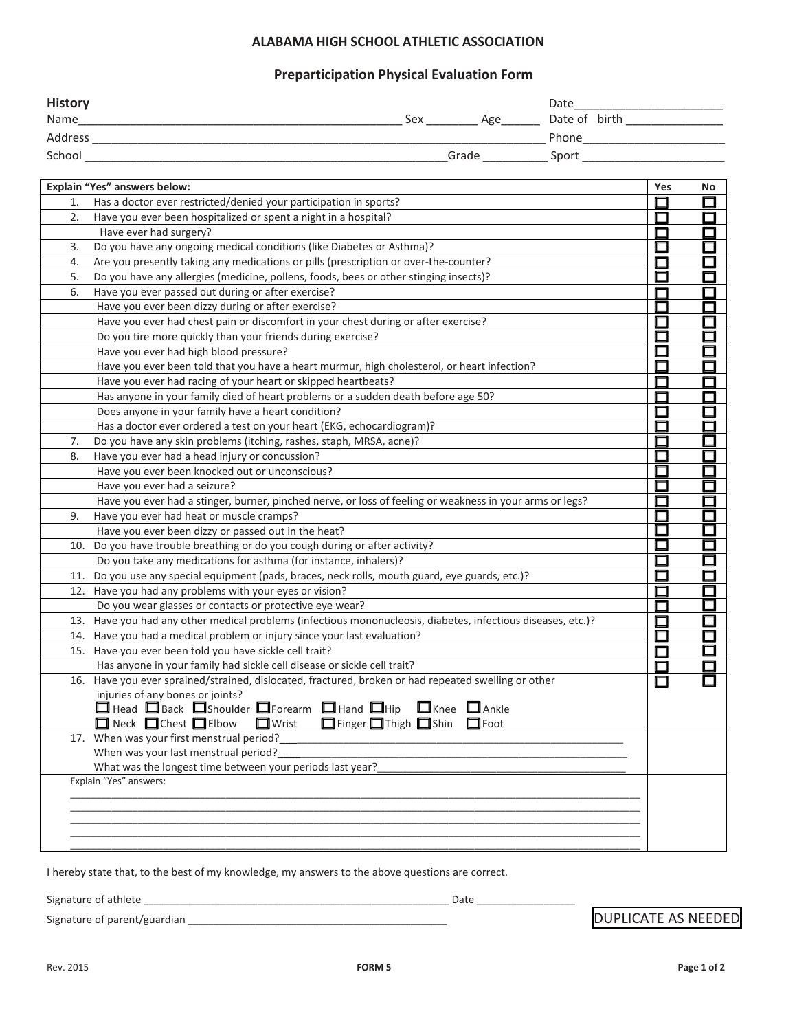# ALABAMA HIGH SCHOOL ATHLETIC ASSOCIATION

## Preparticipation Physical Evaluation Form

**History** Date_______________________

Name_________________________________________________ Sex ________ Age______ Date of birth _______________

Address ______________________________________________________________________ Phone______________________

School ________________________________________________________Grade __________ Sport ______________________

| Explain "Yes" answers below: | Yes | No |
|---|---|---|
| 1. Has a doctor ever restricted/denied your participation in sports? | ☐ | ☐ |
| 2. Have you ever been hospitalized or spent a night in a hospital? | ☐ | ☐ |
| Have ever had surgery? | ☐ | ☐ |
| 3. Do you have any ongoing medical conditions (like Diabetes or Asthma)? | ☐ | ☐ |
| 4. Are you presently taking any medications or pills (prescription or over-the-counter? | ☐ | ☐ |
| 5. Do you have any allergies (medicine, pollens, foods, bees or other stinging insects)? | ☐ | ☐ |
| 6. Have you ever passed out during or after exercise? | ☐ | ☐ |
| Have you ever been dizzy during or after exercise? | ☐ | ☐ |
| Have you ever had chest pain or discomfort in your chest during or after exercise? | ☐ | ☐ |
| Do you tire more quickly than your friends during exercise? | ☐ | ☐ |
| Have you ever had high blood pressure? | ☐ | ☐ |
| Have you ever been told that you have a heart murmur, high cholesterol, or heart infection? | ☐ | ☐ |
| Have you ever had racing of your heart or skipped heartbeats? | ☐ | ☐ |
| Has anyone in your family died of heart problems or a sudden death before age 50? | ☐ | ☐ |
| Does anyone in your family have a heart condition? | ☐ | ☐ |
| Has a doctor ever ordered a test on your heart (EKG, echocardiogram)? | ☐ | ☐ |
| 7. Do you have any skin problems (itching, rashes, staph, MRSA, acne)? | ☐ | ☐ |
| 8. Have you ever had a head injury or concussion? | ☐ | ☐ |
| Have you ever been knocked out or unconscious? | ☐ | ☐ |
| Have you ever had a seizure? | ☐ | ☐ |
| Have you ever had a stinger, burner, pinched nerve, or loss of feeling or weakness in your arms or legs? | ☐ | ☐ |
| 9. Have you ever had heat or muscle cramps? | ☐ | ☐ |
| Have you ever been dizzy or passed out in the heat? | ☐ | ☐ |
| 10. Do you have trouble breathing or do you cough during or after activity? | ☐ | ☐ |
| Do you take any medications for asthma (for instance, inhalers)? | ☐ | ☐ |
| 11. Do you use any special equipment (pads, braces, neck rolls, mouth guard, eye guards, etc.)? | ☐ | ☐ |
| 12. Have you had any problems with your eyes or vision? | ☐ | ☐ |
| Do you wear glasses or contacts or protective eye wear? | ☐ | ☐ |
| 13. Have you had any other medical problems (infectious mononucleosis, diabetes, infectious diseases, etc.)? | ☐ | ☐ |
| 14. Have you had a medical problem or injury since your last evaluation? | ☐ | ☐ |
| 15. Have you ever been told you have sickle cell trait? | ☐ | ☐ |
| Has anyone in your family had sickle cell disease or sickle cell trait? | ☐ | ☐ |
| 16. Have you ever sprained/strained, dislocated, fractured, broken or had repeated swelling or other injuries of any bones or joints? ☐ Head ☐ Back ☐ Shoulder ☐ Forearm ☐ Hand ☐ Hip ☐ Knee ☐ Ankle ☐ Neck ☐ Chest ☐ Elbow ☐ Wrist ☐ Finger ☐ Thigh ☐ Shin ☐ Foot | ☐ | ☐ |
| 17. When was your first menstrual period?______________________ When was your last menstrual period?______________________ What was the longest time between your periods last year?______________________ | | |
| Explain "Yes" answers: ______________________ ______________________ ______________________ ______________________ ______________________ | | |

I hereby state that, to the best of my knowledge, my answers to the above questions are correct.

Signature of athlete ______________________________________________________ Date ________________

Signature of parent/guardian ____________________________________________

DUPLICATE AS NEEDED

Rev. 2015 — FORM 5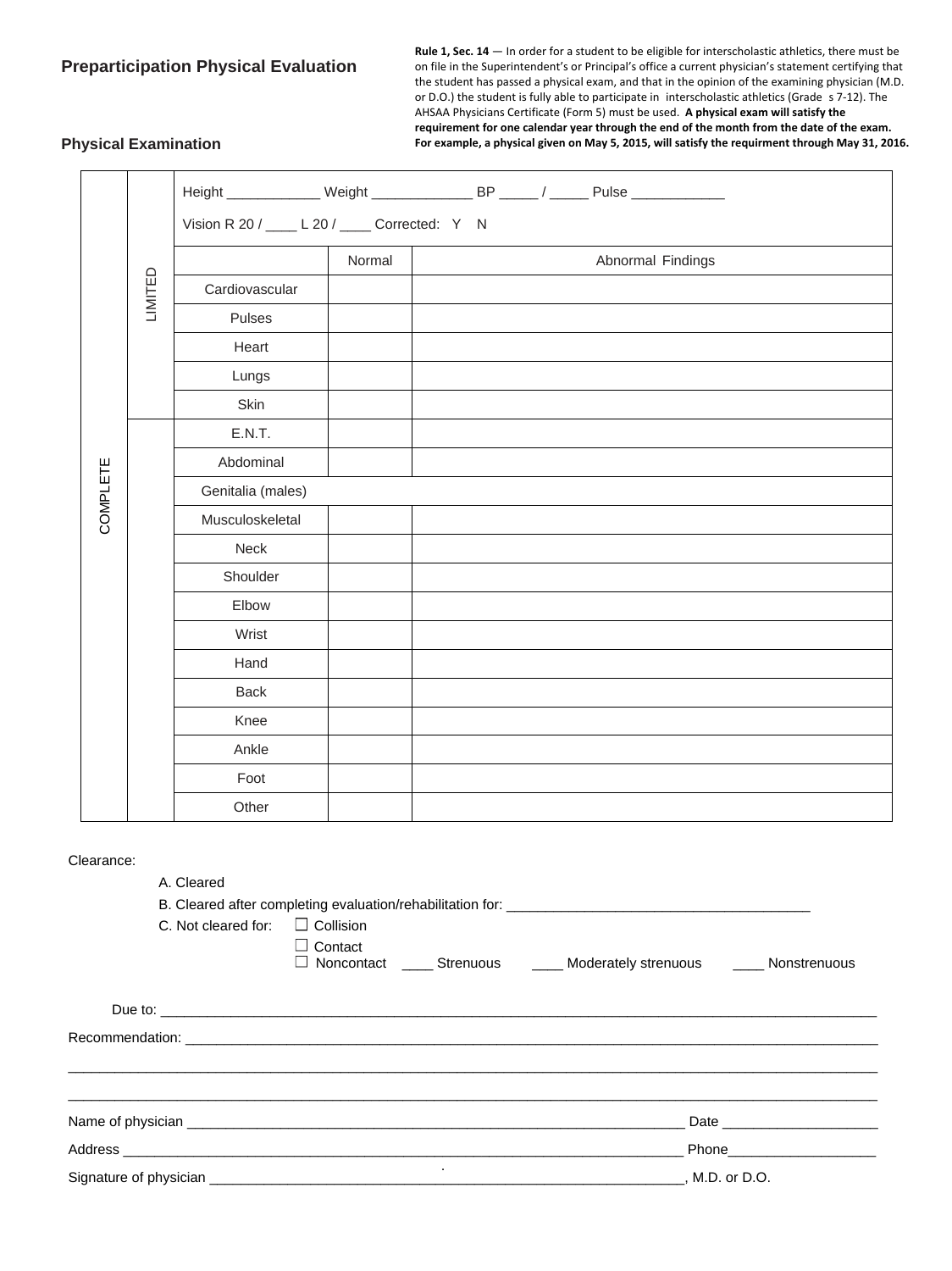# Preparticipation Physical Evaluation

**Rule 1, Sec. 14** — In order for a student to be eligible for interscholastic athletics, there must be on file in the Superintendent's or Principal's office a current physician's statement certifying that the student has passed a physical exam, and that in the opinion of the examining physician (M.D. or D.O.) the student is fully able to participate in interscholastic athletics (Grade s 7-12). The AHSAA Physicians Certificate (Form 5) must be used. **A physical exam will satisfy the requirement for one calendar year through the end of the month from the date of the exam. For example, a physical given on May 5, 2015, will satisfy the requirment through May 31, 2016.**

## Physical Examination

| | | | | |
|---|---|---|---|---|
| COMPLETE | LIMITED | Height ____________ Weight _____________ BP _____ / _____ Pulse ____________<br>Vision R 20 / ____ L 20 / ____ Corrected: Y N | | |
| | | | Normal | Abnormal Findings |
| | | Cardiovascular | | |
| | | Pulses | | |
| | | Heart | | |
| | | Lungs | | |
| | | Skin | | |
| | | E.N.T. | | |
| | | Abdominal | | |
| | | Genitalia (males) | | |
| | | Musculoskeletal | | |
| | | Neck | | |
| | | Shoulder | | |
| | | Elbow | | |
| | | Wrist | | |
| | | Hand | | |
| | | Back | | |
| | | Knee | | |
| | | Ankle | | |
| | | Foot | | |
| | | Other | | |

Clearance:

A. Cleared

B. Cleared after completing evaluation/rehabilitation for: _______________________________________

C. Not cleared for: ☐ Collision
☐ Contact
☐ Noncontact ____ Strenuous ____ Moderately strenuous ____ Nonstrenuous

Due to: ____________________________________________________________________________________

Recommendation: ____________________________________________________________________________

________________________________________________________________________________________________

________________________________________________________________________________________________

Name of physician _______________________________________________________________ Date ___________________

Address ________________________________________________________________________ Phone___________________

Signature of physician _____________________________________________________________, M.D. or D.O.